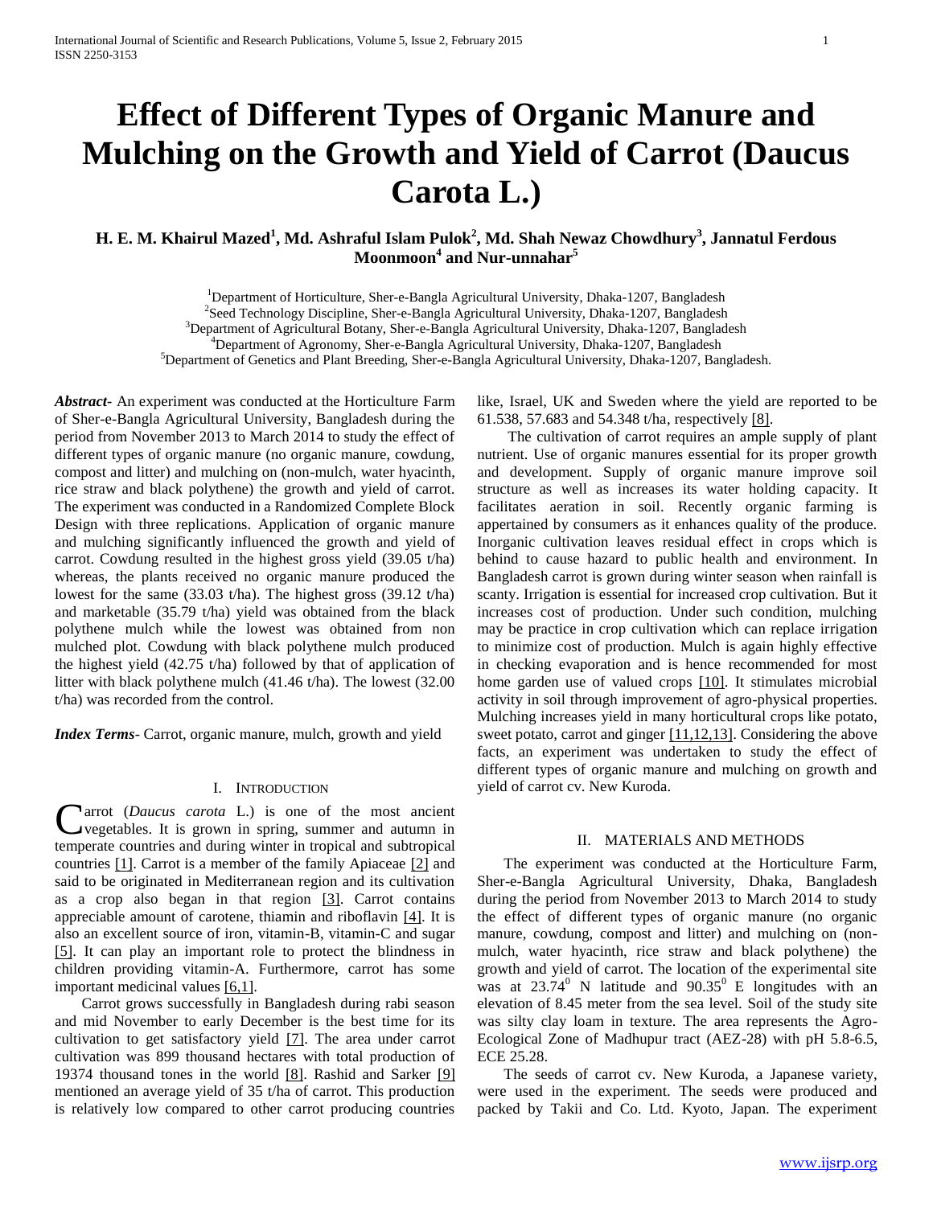# Effect of Different Types of Organic Manure and Mulching on the Growth and Yield of Carrot (Daucus Carota L.)

**H. E. M. Khairul Mazed[1], Md. Ashraful Islam Pulok[2], Md. Shah Newaz Chowdhury[3], Jannatul Ferdous Moonmoon[4] and Nur-unnahar[5]**

[1]Department of Horticulture, Sher-e-Bangla Agricultural University, Dhaka-1207, Bangladesh
[2]Seed Technology Discipline, Sher-e-Bangla Agricultural University, Dhaka-1207, Bangladesh
[3]Department of Agricultural Botany, Sher-e-Bangla Agricultural University, Dhaka-1207, Bangladesh
[4]Department of Agronomy, Sher-e-Bangla Agricultural University, Dhaka-1207, Bangladesh
[5]Department of Genetics and Plant Breeding, Sher-e-Bangla Agricultural University, Dhaka-1207, Bangladesh.

***Abstract*-** An experiment was conducted at the Horticulture Farm of Sher-e-Bangla Agricultural University, Bangladesh during the period from November 2013 to March 2014 to study the effect of different types of organic manure (no organic manure, cowdung, compost and litter) and mulching on (non-mulch, water hyacinth, rice straw and black polythene) the growth and yield of carrot. The experiment was conducted in a Randomized Complete Block Design with three replications. Application of organic manure and mulching significantly influenced the growth and yield of carrot. Cowdung resulted in the highest gross yield (39.05 t/ha) whereas, the plants received no organic manure produced the lowest for the same (33.03 t/ha). The highest gross (39.12 t/ha) and marketable (35.79 t/ha) yield was obtained from the black polythene mulch while the lowest was obtained from non mulched plot. Cowdung with black polythene mulch produced the highest yield (42.75 t/ha) followed by that of application of litter with black polythene mulch (41.46 t/ha). The lowest (32.00 t/ha) was recorded from the control.

***Index Terms*-** Carrot, organic manure, mulch, growth and yield

## I. INTRODUCTION

Carrot (*Daucus carota* L.) is one of the most ancient vegetables. It is grown in spring, summer and autumn in temperate countries and during winter in tropical and subtropical countries [1]. Carrot is a member of the family Apiaceae [2] and said to be originated in Mediterranean region and its cultivation as a crop also began in that region [3]. Carrot contains appreciable amount of carotene, thiamin and riboflavin [4]. It is also an excellent source of iron, vitamin-B, vitamin-C and sugar [5]. It can play an important role to protect the blindness in children providing vitamin-A. Furthermore, carrot has some important medicinal values [6,1].

Carrot grows successfully in Bangladesh during rabi season and mid November to early December is the best time for its cultivation to get satisfactory yield [7]. The area under carrot cultivation was 899 thousand hectares with total production of 19374 thousand tones in the world [8]. Rashid and Sarker [9] mentioned an average yield of 35 t/ha of carrot. This production is relatively low compared to other carrot producing countries like, Israel, UK and Sweden where the yield are reported to be 61.538, 57.683 and 54.348 t/ha, respectively [8].

The cultivation of carrot requires an ample supply of plant nutrient. Use of organic manures essential for its proper growth and development. Supply of organic manure improve soil structure as well as increases its water holding capacity. It facilitates aeration in soil. Recently organic farming is appertained by consumers as it enhances quality of the produce. Inorganic cultivation leaves residual effect in crops which is behind to cause hazard to public health and environment. In Bangladesh carrot is grown during winter season when rainfall is scanty. Irrigation is essential for increased crop cultivation. But it increases cost of production. Under such condition, mulching may be practice in crop cultivation which can replace irrigation to minimize cost of production. Mulch is again highly effective in checking evaporation and is hence recommended for most home garden use of valued crops [10]. It stimulates microbial activity in soil through improvement of agro-physical properties. Mulching increases yield in many horticultural crops like potato, sweet potato, carrot and ginger [11,12,13]. Considering the above facts, an experiment was undertaken to study the effect of different types of organic manure and mulching on growth and yield of carrot cv. New Kuroda.

## II. MATERIALS AND METHODS

The experiment was conducted at the Horticulture Farm, Sher-e-Bangla Agricultural University, Dhaka, Bangladesh during the period from November 2013 to March 2014 to study the effect of different types of organic manure (no organic manure, cowdung, compost and litter) and mulching on (non-mulch, water hyacinth, rice straw and black polythene) the growth and yield of carrot. The location of the experimental site was at $23.74^0$ N latitude and $90.35^0$ E longitudes with an elevation of 8.45 meter from the sea level. Soil of the study site was silty clay loam in texture. The area represents the Agro-Ecological Zone of Madhupur tract (AEZ-28) with pH 5.8-6.5, ECE 25.28.

The seeds of carrot cv. New Kuroda, a Japanese variety, were used in the experiment. The seeds were produced and packed by Takii and Co. Ltd. Kyoto, Japan. The experiment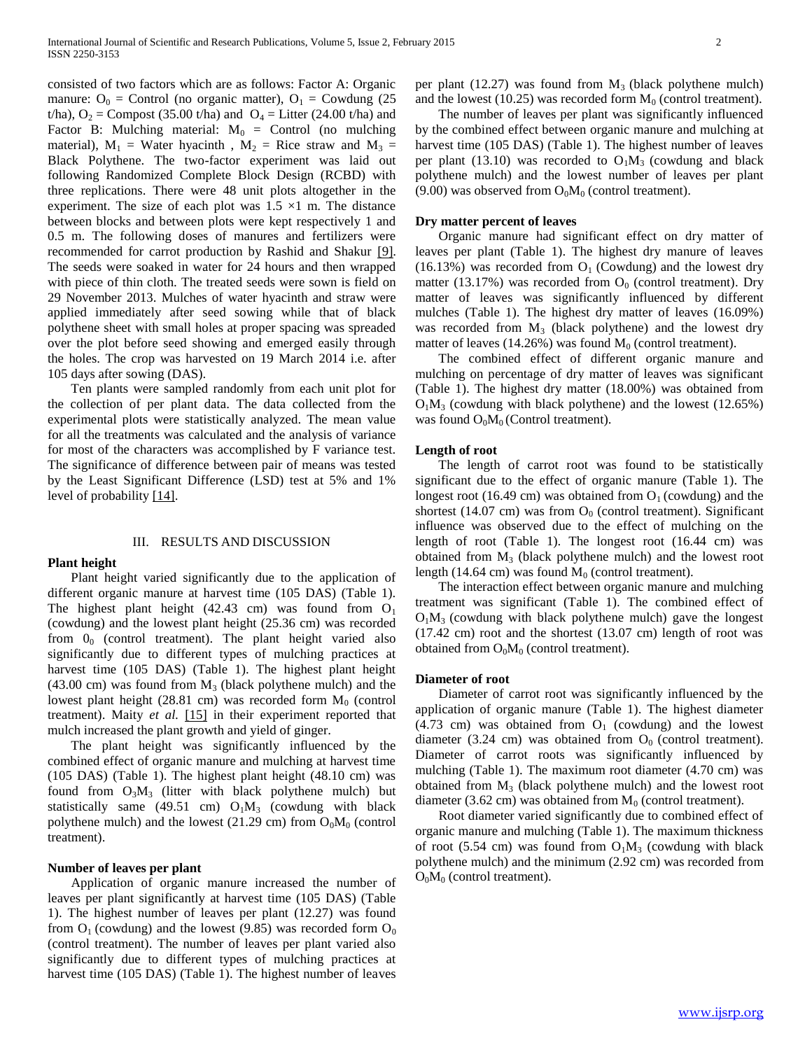consisted of two factors which are as follows: Factor A: Organic manure: $O_0$ = Control (no organic matter), $O_1$ = Cowdung (25 t/ha), $O_2$ = Compost (35.00 t/ha) and $O_4$ = Litter (24.00 t/ha) and Factor B: Mulching material: $M_0$ = Control (no mulching material), $M_1$ = Water hyacinth , $M_2$ = Rice straw and $M_3$ = Black Polythene. The two-factor experiment was laid out following Randomized Complete Block Design (RCBD) with three replications. There were 48 unit plots altogether in the experiment. The size of each plot was 1.5 ×1 m. The distance between blocks and between plots were kept respectively 1 and 0.5 m. The following doses of manures and fertilizers were recommended for carrot production by Rashid and Shakur [9]. The seeds were soaked in water for 24 hours and then wrapped with piece of thin cloth. The treated seeds were sown is field on 29 November 2013. Mulches of water hyacinth and straw were applied immediately after seed sowing while that of black polythene sheet with small holes at proper spacing was spreaded over the plot before seed showing and emerged easily through the holes. The crop was harvested on 19 March 2014 i.e. after 105 days after sowing (DAS).

Ten plants were sampled randomly from each unit plot for the collection of per plant data. The data collected from the experimental plots were statistically analyzed. The mean value for all the treatments was calculated and the analysis of variance for most of the characters was accomplished by F variance test. The significance of difference between pair of means was tested by the Least Significant Difference (LSD) test at 5% and 1% level of probability [14].

## III. RESULTS AND DISCUSSION

### Plant height

Plant height varied significantly due to the application of different organic manure at harvest time (105 DAS) (Table 1). The highest plant height (42.43 cm) was found from $O_1$ (cowdung) and the lowest plant height (25.36 cm) was recorded from $0_0$ (control treatment). The plant height varied also significantly due to different types of mulching practices at harvest time (105 DAS) (Table 1). The highest plant height (43.00 cm) was found from $M_3$ (black polythene mulch) and the lowest plant height (28.81 cm) was recorded form $M_0$ (control treatment). Maity *et al.* [15] in their experiment reported that mulch increased the plant growth and yield of ginger.

The plant height was significantly influenced by the combined effect of organic manure and mulching at harvest time (105 DAS) (Table 1). The highest plant height (48.10 cm) was found from $O_3M_3$ (litter with black polythene mulch) but statistically same (49.51 cm) $O_1M_3$ (cowdung with black polythene mulch) and the lowest (21.29 cm) from $O_0M_0$ (control treatment).

### Number of leaves per plant

Application of organic manure increased the number of leaves per plant significantly at harvest time (105 DAS) (Table 1). The highest number of leaves per plant (12.27) was found from $O_1$ (cowdung) and the lowest (9.85) was recorded form $O_0$ (control treatment). The number of leaves per plant varied also significantly due to different types of mulching practices at harvest time (105 DAS) (Table 1). The highest number of leaves per plant (12.27) was found from $M_3$ (black polythene mulch) and the lowest (10.25) was recorded form $M_0$ (control treatment).

The number of leaves per plant was significantly influenced by the combined effect between organic manure and mulching at harvest time (105 DAS) (Table 1). The highest number of leaves per plant (13.10) was recorded to $O_1M_3$ (cowdung and black polythene mulch) and the lowest number of leaves per plant (9.00) was observed from $O_0M_0$ (control treatment).

### Dry matter percent of leaves

Organic manure had significant effect on dry matter of leaves per plant (Table 1). The highest dry manure of leaves (16.13%) was recorded from $O_1$ (Cowdung) and the lowest dry matter (13.17%) was recorded from $O_0$ (control treatment). Dry matter of leaves was significantly influenced by different mulches (Table 1). The highest dry matter of leaves (16.09%) was recorded from $M_3$ (black polythene) and the lowest dry matter of leaves (14.26%) was found $M_0$ (control treatment).

The combined effect of different organic manure and mulching on percentage of dry matter of leaves was significant (Table 1). The highest dry matter (18.00%) was obtained from $O_1M_3$ (cowdung with black polythene) and the lowest (12.65%) was found $O_0M_0$ (Control treatment).

### Length of root

The length of carrot root was found to be statistically significant due to the effect of organic manure (Table 1). The longest root (16.49 cm) was obtained from $O_1$ (cowdung) and the shortest (14.07 cm) was from $O_0$ (control treatment). Significant influence was observed due to the effect of mulching on the length of root (Table 1). The longest root (16.44 cm) was obtained from $M_3$ (black polythene mulch) and the lowest root length (14.64 cm) was found $M_0$ (control treatment).

The interaction effect between organic manure and mulching treatment was significant (Table 1). The combined effect of $O_1M_3$ (cowdung with black polythene mulch) gave the longest (17.42 cm) root and the shortest (13.07 cm) length of root was obtained from $O_0M_0$ (control treatment).

### Diameter of root

Diameter of carrot root was significantly influenced by the application of organic manure (Table 1). The highest diameter (4.73 cm) was obtained from $O_1$ (cowdung) and the lowest diameter (3.24 cm) was obtained from $O_0$ (control treatment). Diameter of carrot roots was significantly influenced by mulching (Table 1). The maximum root diameter (4.70 cm) was obtained from $M_3$ (black polythene mulch) and the lowest root diameter (3.62 cm) was obtained from $M_0$ (control treatment).

Root diameter varied significantly due to combined effect of organic manure and mulching (Table 1). The maximum thickness of root (5.54 cm) was found from $O_1M_3$ (cowdung with black polythene mulch) and the minimum (2.92 cm) was recorded from $O_0M_0$ (control treatment).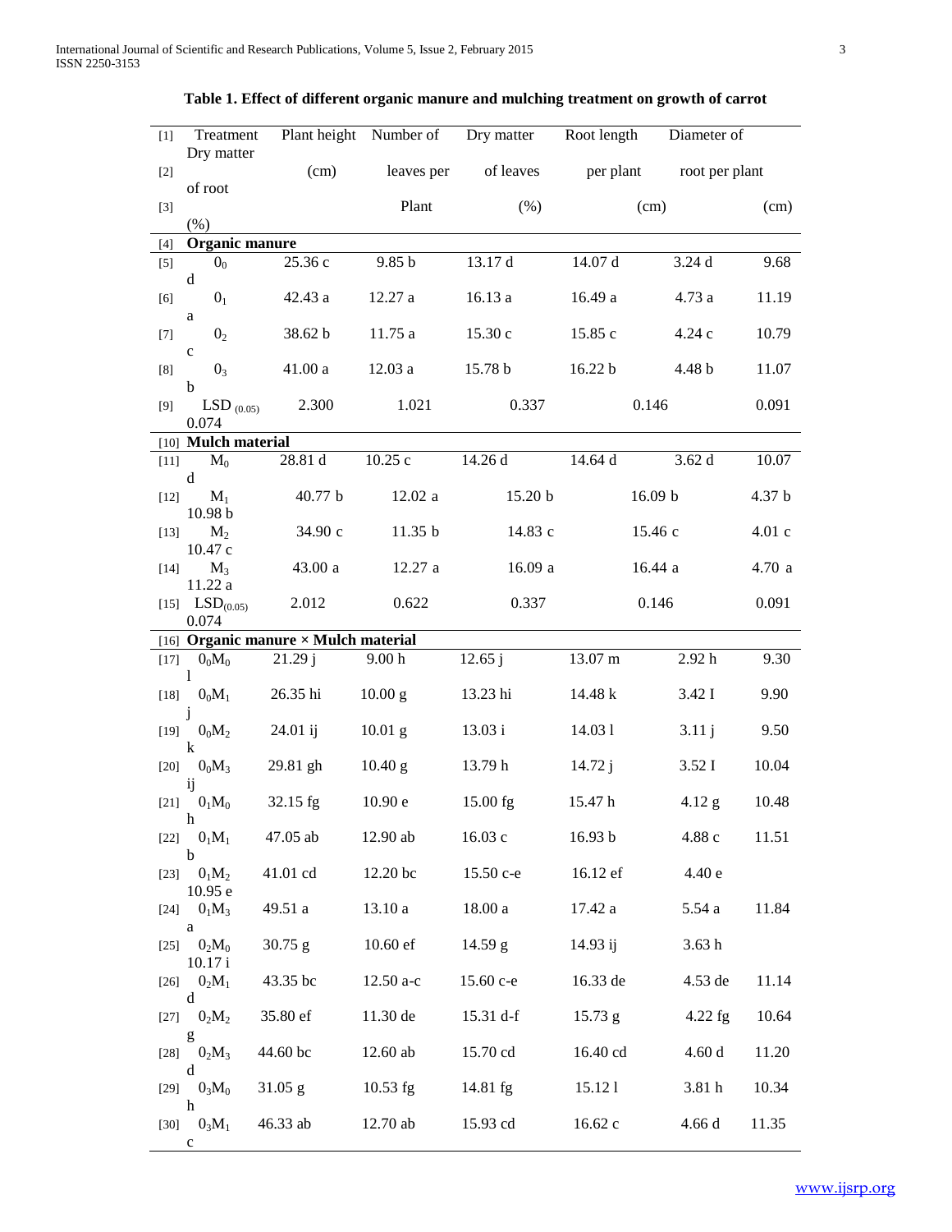**Table 1. Effect of different organic manure and mulching treatment on growth of carrot**

| Treatment | Plant height (cm) | Number of leaves per Plant | Dry matter of leaves (%) | Root length per plant (cm) | Diameter of root per plant (cm) | Dry matter of root (%) |
|---|---|---|---|---|---|---|
| **Organic manure** | | | | | | |
| $0_0$ | 25.36 c | 9.85 b | 13.17 d | 14.07 d | 3.24 d | 9.68 d |
| $0_1$ | 42.43 a | 12.27 a | 16.13 a | 16.49 a | 4.73 a | 11.19 a |
| $0_2$ | 38.62 b | 11.75 a | 15.30 c | 15.85 c | 4.24 c | 10.79 c |
| $0_3$ | 41.00 a | 12.03 a | 15.78 b | 16.22 b | 4.48 b | 11.07 b |
| $LSD_{(0.05)}$ | 2.300 | 1.021 | 0.337 | 0.146 | 0.091 | 0.074 |
| **Mulch material** | | | | | | |
| $M_0$ | 28.81 d | 10.25 c | 14.26 d | 14.64 d | 3.62 d | 10.07 d |
| $M_1$ | 40.77 b | 12.02 a | 15.20 b | 16.09 b | 4.37 b | 10.98 b |
| $M_2$ | 34.90 c | 11.35 b | 14.83 c | 15.46 c | 4.01 c | 10.47 c |
| $M_3$ | 43.00 a | 12.27 a | 16.09 a | 16.44 a | 4.70 a | 11.22 a |
| $LSD_{(0.05)}$ | 2.012 | 0.622 | 0.337 | 0.146 | 0.091 | 0.074 |
| **Organic manure × Mulch material** | | | | | | |
| $0_0M_0$ | 21.29 j | 9.00 h | 12.65 j | 13.07 m | 2.92 h | 9.30 l |
| $0_0M_1$ | 26.35 hi | 10.00 g | 13.23 hi | 14.48 k | 3.42 I | 9.90 j |
| $0_0M_2$ | 24.01 ij | 10.01 g | 13.03 i | 14.03 l | 3.11 j | 9.50 k |
| $0_0M_3$ | 29.81 gh | 10.40 g | 13.79 h | 14.72 j | 3.52 I | 10.04 ij |
| $0_1M_0$ | 32.15 fg | 10.90 e | 15.00 fg | 15.47 h | 4.12 g | 10.48 h |
| $0_1M_1$ | 47.05 ab | 12.90 ab | 16.03 c | 16.93 b | 4.88 c | 11.51 b |
| $0_1M_2$ | 41.01 cd | 12.20 bc | 15.50 c-e | 16.12 ef | 4.40 e | 10.95 e |
| $0_1M_3$ | 49.51 a | 13.10 a | 18.00 a | 17.42 a | 5.54 a | 11.84 a |
| $0_2M_0$ | 30.75 g | 10.60 ef | 14.59 g | 14.93 ij | 3.63 h | 10.17 i |
| $0_2M_1$ | 43.35 bc | 12.50 a-c | 15.60 c-e | 16.33 de | 4.53 de | 11.14 d |
| $0_2M_2$ | 35.80 ef | 11.30 de | 15.31 d-f | 15.73 g | 4.22 fg | 10.64 g |
| $0_2M_3$ | 44.60 bc | 12.60 ab | 15.70 cd | 16.40 cd | 4.60 d | 11.20 d |
| $0_3M_0$ | 31.05 g | 10.53 fg | 14.81 fg | 15.12 l | 3.81 h | 10.34 h |
| $0_3M_1$ | 46.33 ab | 12.70 ab | 15.93 cd | 16.62 c | 4.66 d | 11.35 c |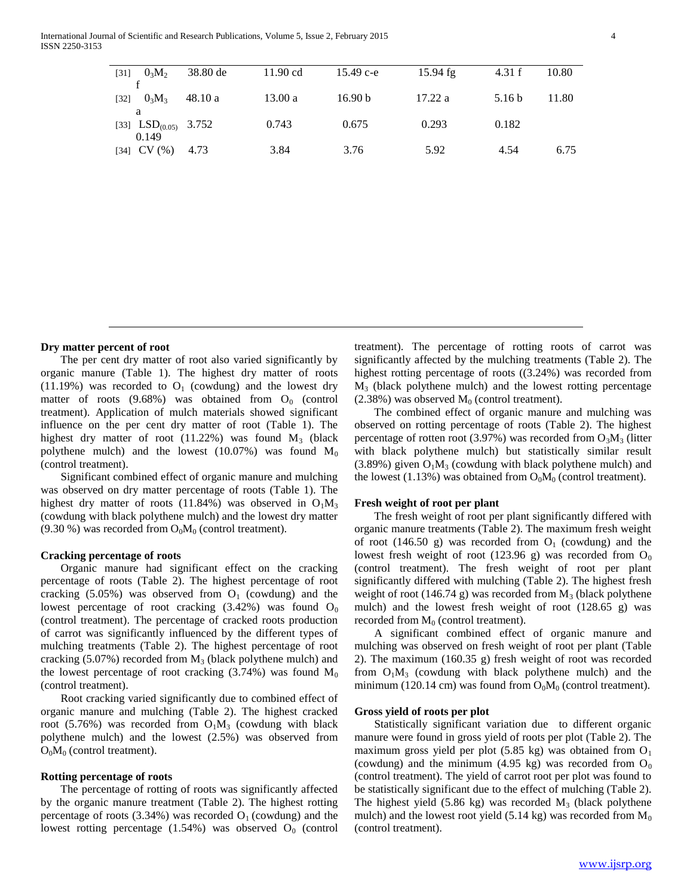| | | | | | |
|---|---|---|---|---|---|
| [31] $0_3M_2$ f | 38.80 de | 11.90 cd | 15.49 c-e | 15.94 fg | 4.31 f | 10.80 |
| [32] $0_3M_3$ a | 48.10 a | 13.00 a | 16.90 b | 17.22 a | 5.16 b | 11.80 |
| [33] $LSD_{(0.05)}$ 0.149 | 3.752 | 0.743 | 0.675 | 0.293 | 0.182 | |
| [34] CV (%) | 4.73 | 3.84 | 3.76 | 5.92 | 4.54 | 6.75 |

**Dry matter percent of root**

The per cent dry matter of root also varied significantly by organic manure (Table 1). The highest dry matter of roots (11.19%) was recorded to $O_1$ (cowdung) and the lowest dry matter of roots (9.68%) was obtained from $O_0$ (control treatment). Application of mulch materials showed significant influence on the per cent dry matter of root (Table 1). The highest dry matter of root (11.22%) was found $M_3$ (black polythene mulch) and the lowest (10.07%) was found $M_0$ (control treatment).

Significant combined effect of organic manure and mulching was observed on dry matter percentage of roots (Table 1). The highest dry matter of roots (11.84%) was observed in $O_1M_3$ (cowdung with black polythene mulch) and the lowest dry matter (9.30 %) was recorded from $O_0M_0$ (control treatment).

**Cracking percentage of roots**

Organic manure had significant effect on the cracking percentage of roots (Table 2). The highest percentage of root cracking (5.05%) was observed from $O_1$ (cowdung) and the lowest percentage of root cracking (3.42%) was found $O_0$ (control treatment). The percentage of cracked roots production of carrot was significantly influenced by the different types of mulching treatments (Table 2). The highest percentage of root cracking (5.07%) recorded from $M_3$ (black polythene mulch) and the lowest percentage of root cracking (3.74%) was found $M_0$ (control treatment).

Root cracking varied significantly due to combined effect of organic manure and mulching (Table 2). The highest cracked root (5.76%) was recorded from $O_1M_3$ (cowdung with black polythene mulch) and the lowest (2.5%) was observed from $O_0M_0$ (control treatment).

**Rotting percentage of roots**

The percentage of rotting of roots was significantly affected by the organic manure treatment (Table 2). The highest rotting percentage of roots (3.34%) was recorded $O_1$ (cowdung) and the lowest rotting percentage (1.54%) was observed $O_0$ (control treatment). The percentage of rotting roots of carrot was significantly affected by the mulching treatments (Table 2). The highest rotting percentage of roots ((3.24%) was recorded from $M_3$ (black polythene mulch) and the lowest rotting percentage (2.38%) was observed $M_0$ (control treatment).

The combined effect of organic manure and mulching was observed on rotting percentage of roots (Table 2). The highest percentage of rotten root (3.97%) was recorded from $O_3M_3$ (litter with black polythene mulch) but statistically similar result (3.89%) given $O_1M_3$ (cowdung with black polythene mulch) and the lowest (1.13%) was obtained from $O_0M_0$ (control treatment).

**Fresh weight of root per plant**

The fresh weight of root per plant significantly differed with organic manure treatments (Table 2). The maximum fresh weight of root (146.50 g) was recorded from $O_1$ (cowdung) and the lowest fresh weight of root (123.96 g) was recorded from $O_0$ (control treatment). The fresh weight of root per plant significantly differed with mulching (Table 2). The highest fresh weight of root (146.74 g) was recorded from $M_3$ (black polythene mulch) and the lowest fresh weight of root (128.65 g) was recorded from $M_0$ (control treatment).

A significant combined effect of organic manure and mulching was observed on fresh weight of root per plant (Table 2). The maximum (160.35 g) fresh weight of root was recorded from $O_1M_3$ (cowdung with black polythene mulch) and the minimum (120.14 cm) was found from $O_0M_0$ (control treatment).

**Gross yield of roots per plot**

Statistically significant variation due to different organic manure were found in gross yield of roots per plot (Table 2). The maximum gross yield per plot (5.85 kg) was obtained from $O_1$ (cowdung) and the minimum (4.95 kg) was recorded from $O_0$ (control treatment). The yield of carrot root per plot was found to be statistically significant due to the effect of mulching (Table 2). The highest yield (5.86 kg) was recorded $M_3$ (black polythene mulch) and the lowest root yield (5.14 kg) was recorded from $M_0$ (control treatment).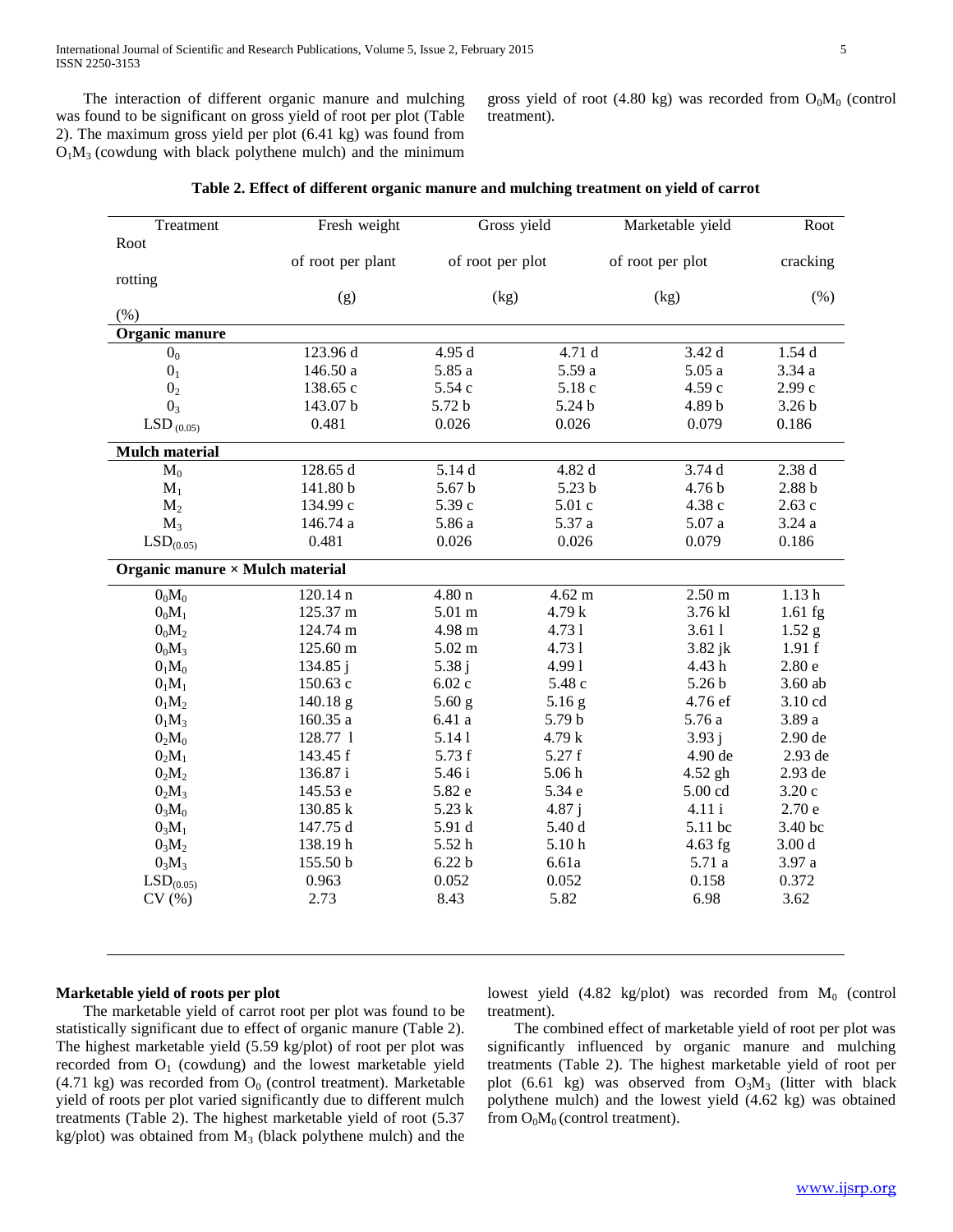The interaction of different organic manure and mulching was found to be significant on gross yield of root per plot (Table 2). The maximum gross yield per plot (6.41 kg) was found from $O_1M_3$ (cowdung with black polythene mulch) and the minimum gross yield of root (4.80 kg) was recorded from $O_0M_0$ (control treatment).

**Table 2. Effect of different organic manure and mulching treatment on yield of carrot**

| Treatment | Fresh weight of root per plant (g) | Gross yield of root per plot (kg) | Marketable yield of root per plot (kg) | Root cracking (%) | Root rotting (%) |
|---|---|---|---|---|---|
| **Organic manure** | | | | | |
| $0_0$ | 123.96 d | 4.95 d | 4.71 d | 3.42 d | 1.54 d |
| $0_1$ | 146.50 a | 5.85 a | 5.59 a | 5.05 a | 3.34 a |
| $0_2$ | 138.65 c | 5.54 c | 5.18 c | 4.59 c | 2.99 c |
| $0_3$ | 143.07 b | 5.72 b | 5.24 b | 4.89 b | 3.26 b |
| $LSD_{(0.05)}$ | 0.481 | 0.026 | 0.026 | 0.079 | 0.186 |
| **Mulch material** | | | | | |
| $M_0$ | 128.65 d | 5.14 d | 4.82 d | 3.74 d | 2.38 d |
| $M_1$ | 141.80 b | 5.67 b | 5.23 b | 4.76 b | 2.88 b |
| $M_2$ | 134.99 c | 5.39 c | 5.01 c | 4.38 c | 2.63 c |
| $M_3$ | 146.74 a | 5.86 a | 5.37 a | 5.07 a | 3.24 a |
| $LSD_{(0.05)}$ | 0.481 | 0.026 | 0.026 | 0.079 | 0.186 |
| **Organic manure × Mulch material** | | | | | |
| $0_0M_0$ | 120.14 n | 4.80 n | 4.62 m | 2.50 m | 1.13 h |
| $0_0M_1$ | 125.37 m | 5.01 m | 4.79 k | 3.76 kl | 1.61 fg |
| $0_0M_2$ | 124.74 m | 4.98 m | 4.73 l | 3.61 l | 1.52 g |
| $0_0M_3$ | 125.60 m | 5.02 m | 4.73 l | 3.82 jk | 1.91 f |
| $0_1M_0$ | 134.85 j | 5.38 j | 4.99 l | 4.43 h | 2.80 e |
| $0_1M_1$ | 150.63 c | 6.02 c | 5.48 c | 5.26 b | 3.60 ab |
| $0_1M_2$ | 140.18 g | 5.60 g | 5.16 g | 4.76 ef | 3.10 cd |
| $0_1M_3$ | 160.35 a | 6.41 a | 5.79 b | 5.76 a | 3.89 a |
| $0_2M_0$ | 128.77 l | 5.14 l | 4.79 k | 3.93 j | 2.90 de |
| $0_2M_1$ | 143.45 f | 5.73 f | 5.27 f | 4.90 de | 2.93 de |
| $0_2M_2$ | 136.87 i | 5.46 i | 5.06 h | 4.52 gh | 2.93 de |
| $0_2M_3$ | 145.53 e | 5.82 e | 5.34 e | 5.00 cd | 3.20 c |
| $0_3M_0$ | 130.85 k | 5.23 k | 4.87 j | 4.11 i | 2.70 e |
| $0_3M_1$ | 147.75 d | 5.91 d | 5.40 d | 5.11 bc | 3.40 bc |
| $0_3M_2$ | 138.19 h | 5.52 h | 5.10 h | 4.63 fg | 3.00 d |
| $0_3M_3$ | 155.50 b | 6.22 b | 6.61a | 5.71 a | 3.97 a |
| $LSD_{(0.05)}$ | 0.963 | 0.052 | 0.052 | 0.158 | 0.372 |
| CV (%) | 2.73 | 8.43 | 5.82 | 6.98 | 3.62 |

**Marketable yield of roots per plot**

The marketable yield of carrot root per plot was found to be statistically significant due to effect of organic manure (Table 2). The highest marketable yield (5.59 kg/plot) of root per plot was recorded from $O_1$ (cowdung) and the lowest marketable yield (4.71 kg) was recorded from $O_0$ (control treatment). Marketable yield of roots per plot varied significantly due to different mulch treatments (Table 2). The highest marketable yield of root (5.37 kg/plot) was obtained from $M_3$ (black polythene mulch) and the lowest yield (4.82 kg/plot) was recorded from $M_0$ (control treatment).

The combined effect of marketable yield of root per plot was significantly influenced by organic manure and mulching treatments (Table 2). The highest marketable yield of root per plot (6.61 kg) was observed from $O_3M_3$ (litter with black polythene mulch) and the lowest yield (4.62 kg) was obtained from $O_0M_0$ (control treatment).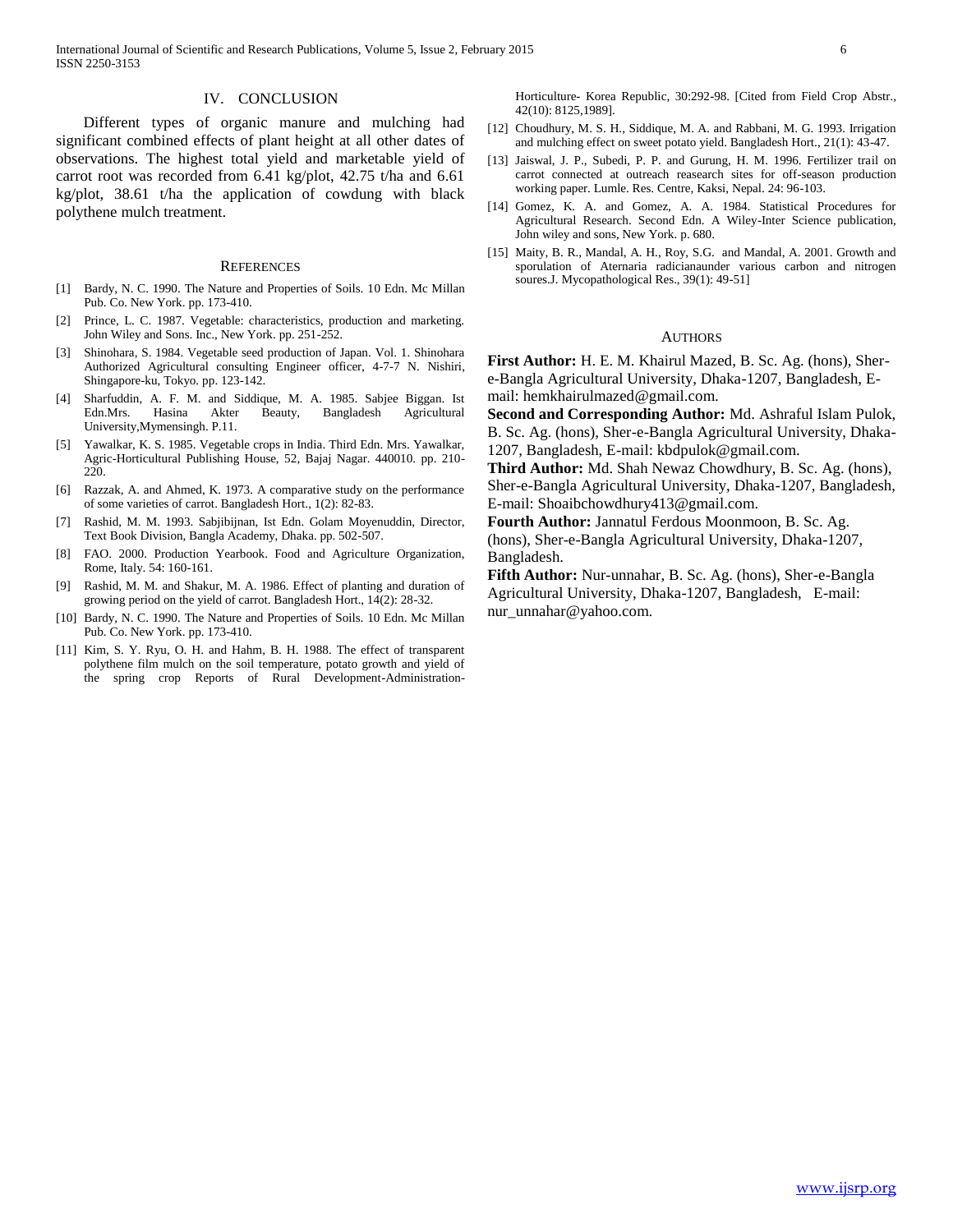## IV. CONCLUSION

Different types of organic manure and mulching had significant combined effects of plant height at all other dates of observations. The highest total yield and marketable yield of carrot root was recorded from 6.41 kg/plot, 42.75 t/ha and 6.61 kg/plot, 38.61 t/ha the application of cowdung with black polythene mulch treatment.

## REFERENCES

[1] Bardy, N. C. 1990. The Nature and Properties of Soils. 10 Edn. Mc Millan Pub. Co. New York. pp. 173-410.

[2] Prince, L. C. 1987. Vegetable: characteristics, production and marketing. John Wiley and Sons. Inc., New York. pp. 251-252.

[3] Shinohara, S. 1984. Vegetable seed production of Japan. Vol. 1. Shinohara Authorized Agricultural consulting Engineer officer, 4-7-7 N. Nishiri, Shingapore-ku, Tokyo. pp. 123-142.

[4] Sharfuddin, A. F. M. and Siddique, M. A. 1985. Sabjee Biggan. Ist Edn.Mrs. Hasina Akter Beauty, Bangladesh Agricultural University,Mymensingh. P.11.

[5] Yawalkar, K. S. 1985. Vegetable crops in India. Third Edn. Mrs. Yawalkar, Agric-Horticultural Publishing House, 52, Bajaj Nagar. 440010. pp. 210-220.

[6] Razzak, A. and Ahmed, K. 1973. A comparative study on the performance of some varieties of carrot. Bangladesh Hort., 1(2): 82-83.

[7] Rashid, M. M. 1993. Sabjibijnan, Ist Edn. Golam Moyenuddin, Director, Text Book Division, Bangla Academy, Dhaka. pp. 502-507.

[8] FAO. 2000. Production Yearbook. Food and Agriculture Organization, Rome, Italy. 54: 160-161.

[9] Rashid, M. M. and Shakur, M. A. 1986. Effect of planting and duration of growing period on the yield of carrot. Bangladesh Hort., 14(2): 28-32.

[10] Bardy, N. C. 1990. The Nature and Properties of Soils. 10 Edn. Mc Millan Pub. Co. New York. pp. 173-410.

[11] Kim, S. Y. Ryu, O. H. and Hahm, B. H. 1988. The effect of transparent polythene film mulch on the soil temperature, potato growth and yield of the spring crop Reports of Rural Development-Administration-Horticulture- Korea Republic, 30:292-98. [Cited from Field Crop Abstr., 42(10): 8125,1989].

[12] Choudhury, M. S. H., Siddique, M. A. and Rabbani, M. G. 1993. Irrigation and mulching effect on sweet potato yield. Bangladesh Hort., 21(1): 43-47.

[13] Jaiswal, J. P., Subedi, P. P. and Gurung, H. M. 1996. Fertilizer trail on carrot connected at outreach reasearch sites for off-season production working paper. Lumle. Res. Centre, Kaksi, Nepal. 24: 96-103.

[14] Gomez, K. A. and Gomez, A. A. 1984. Statistical Procedures for Agricultural Research. Second Edn. A Wiley-Inter Science publication, John wiley and sons, New York. p. 680.

[15] Maity, B. R., Mandal, A. H., Roy, S.G. and Mandal, A. 2001. Growth and sporulation of Aternaria radicianaunder various carbon and nitrogen soures.J. Mycopathological Res., 39(1): 49-51]

## AUTHORS

**First Author:** H. E. M. Khairul Mazed, B. Sc. Ag. (hons), Sher-e-Bangla Agricultural University, Dhaka-1207, Bangladesh, E-mail: hemkhairulmazed@gmail.com.

**Second and Corresponding Author:** Md. Ashraful Islam Pulok, B. Sc. Ag. (hons), Sher-e-Bangla Agricultural University, Dhaka-1207, Bangladesh, E-mail: kbdpulok@gmail.com.

**Third Author:** Md. Shah Newaz Chowdhury, B. Sc. Ag. (hons), Sher-e-Bangla Agricultural University, Dhaka-1207, Bangladesh, E-mail: Shoaibchowdhury413@gmail.com.

**Fourth Author:** Jannatul Ferdous Moonmoon, B. Sc. Ag. (hons), Sher-e-Bangla Agricultural University, Dhaka-1207, Bangladesh.

**Fifth Author:** Nur-unnahar, B. Sc. Ag. (hons), Sher-e-Bangla Agricultural University, Dhaka-1207, Bangladesh, E-mail: nur_unnahar@yahoo.com.